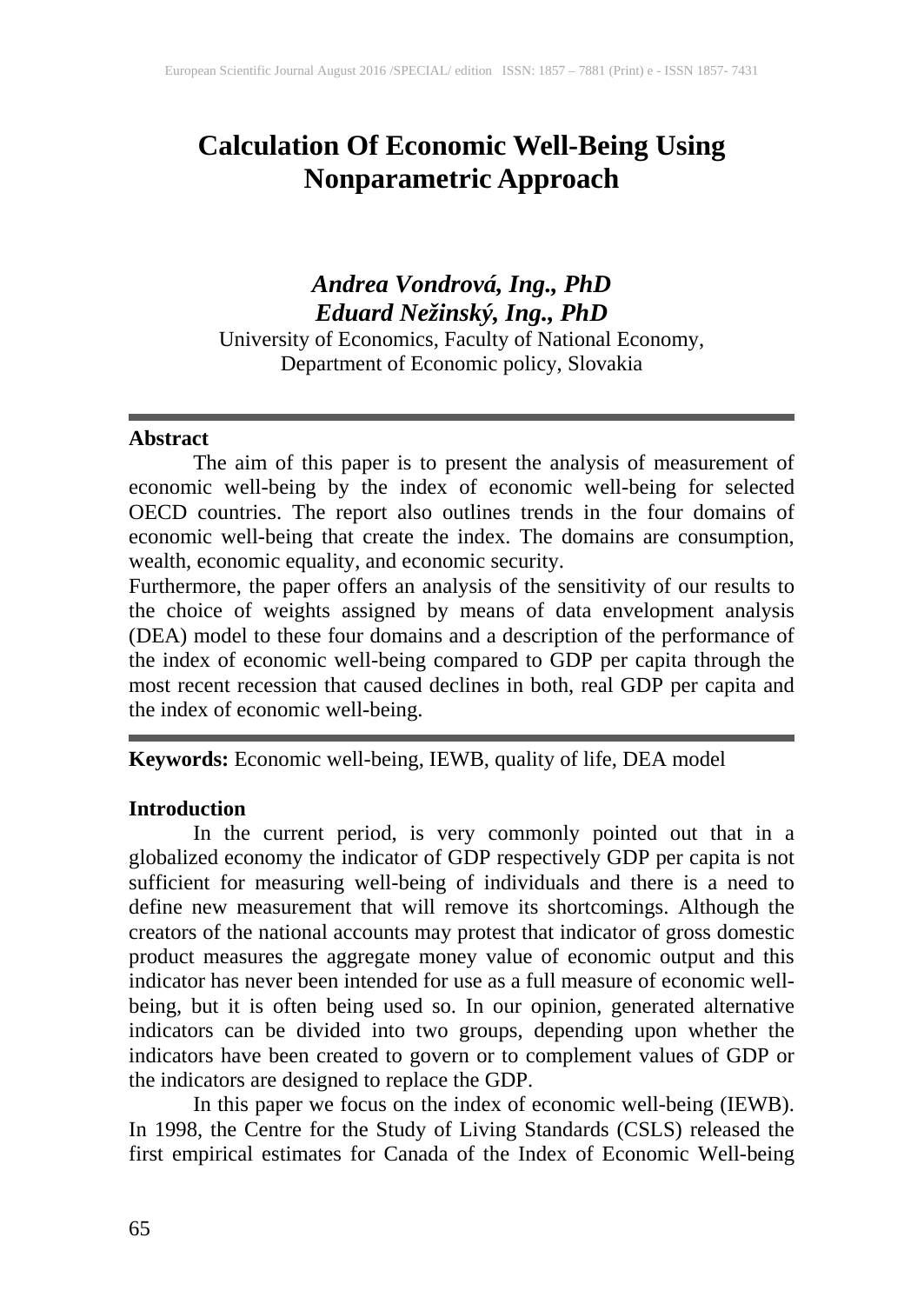# Calculation Of Economic Well-Being Using Nonparametric Approach

***Andrea Vondrová, Ing., PhD***
***Eduard Nežinský, Ing., PhD***
University of Economics, Faculty of National Economy, Department of Economic policy, Slovakia

---

**Abstract**

The aim of this paper is to present the analysis of measurement of economic well-being by the index of economic well-being for selected OECD countries. The report also outlines trends in the four domains of economic well-being that create the index. The domains are consumption, wealth, economic equality, and economic security.

Furthermore, the paper offers an analysis of the sensitivity of our results to the choice of weights assigned by means of data envelopment analysis (DEA) model to these four domains and a description of the performance of the index of economic well-being compared to GDP per capita through the most recent recession that caused declines in both, real GDP per capita and the index of economic well-being.

---

**Keywords:** Economic well-being, IEWB, quality of life, DEA model

## Introduction

In the current period, is very commonly pointed out that in a globalized economy the indicator of GDP respectively GDP per capita is not sufficient for measuring well-being of individuals and there is a need to define new measurement that will remove its shortcomings. Although the creators of the national accounts may protest that indicator of gross domestic product measures the aggregate money value of economic output and this indicator has never been intended for use as a full measure of economic well-being, but it is often being used so. In our opinion, generated alternative indicators can be divided into two groups, depending upon whether the indicators have been created to govern or to complement values of GDP or the indicators are designed to replace the GDP.

In this paper we focus on the index of economic well-being (IEWB). In 1998, the Centre for the Study of Living Standards (CSLS) released the first empirical estimates for Canada of the Index of Economic Well-being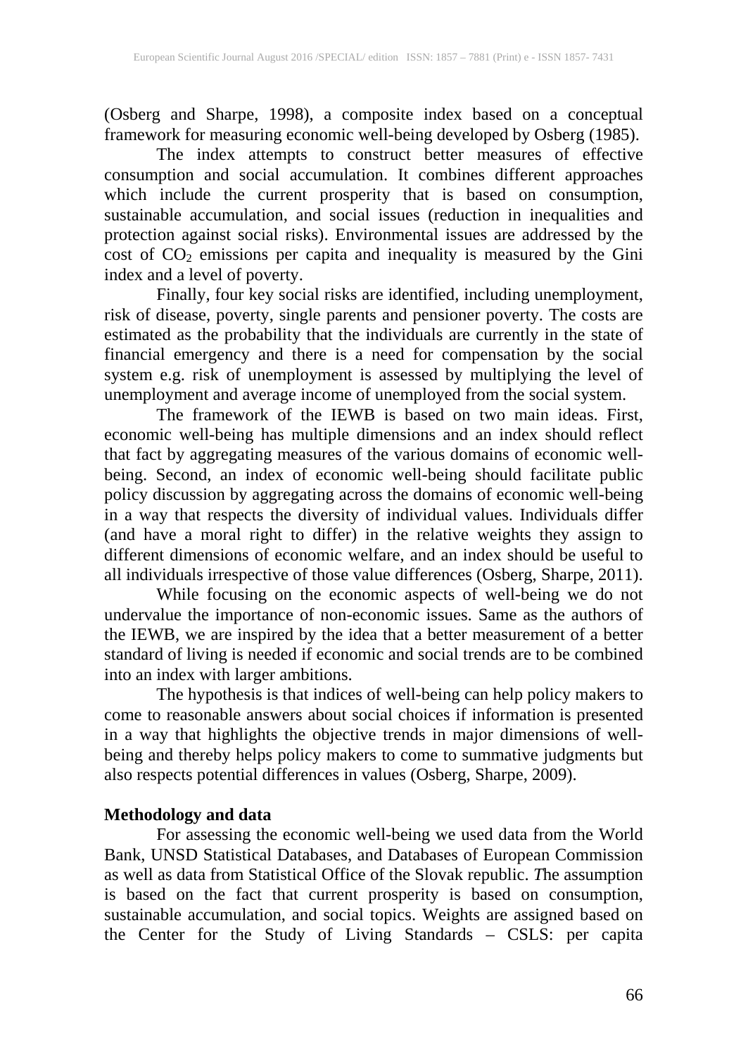(Osberg and Sharpe, 1998), a composite index based on a conceptual framework for measuring economic well-being developed by Osberg (1985).

The index attempts to construct better measures of effective consumption and social accumulation. It combines different approaches which include the current prosperity that is based on consumption, sustainable accumulation, and social issues (reduction in inequalities and protection against social risks). Environmental issues are addressed by the cost of $CO_2$ emissions per capita and inequality is measured by the Gini index and a level of poverty.

Finally, four key social risks are identified, including unemployment, risk of disease, poverty, single parents and pensioner poverty. The costs are estimated as the probability that the individuals are currently in the state of financial emergency and there is a need for compensation by the social system e.g. risk of unemployment is assessed by multiplying the level of unemployment and average income of unemployed from the social system.

The framework of the IEWB is based on two main ideas. First, economic well-being has multiple dimensions and an index should reflect that fact by aggregating measures of the various domains of economic well-being. Second, an index of economic well-being should facilitate public policy discussion by aggregating across the domains of economic well-being in a way that respects the diversity of individual values. Individuals differ (and have a moral right to differ) in the relative weights they assign to different dimensions of economic welfare, and an index should be useful to all individuals irrespective of those value differences (Osberg, Sharpe, 2011).

While focusing on the economic aspects of well-being we do not undervalue the importance of non-economic issues. Same as the authors of the IEWB, we are inspired by the idea that a better measurement of a better standard of living is needed if economic and social trends are to be combined into an index with larger ambitions.

The hypothesis is that indices of well-being can help policy makers to come to reasonable answers about social choices if information is presented in a way that highlights the objective trends in major dimensions of well-being and thereby helps policy makers to come to summative judgments but also respects potential differences in values (Osberg, Sharpe, 2009).

## Methodology and data

For assessing the economic well-being we used data from the World Bank, UNSD Statistical Databases, and Databases of European Commission as well as data from Statistical Office of the Slovak republic. *T*he assumption is based on the fact that current prosperity is based on consumption, sustainable accumulation, and social topics. Weights are assigned based on the Center for the Study of Living Standards – CSLS: per capita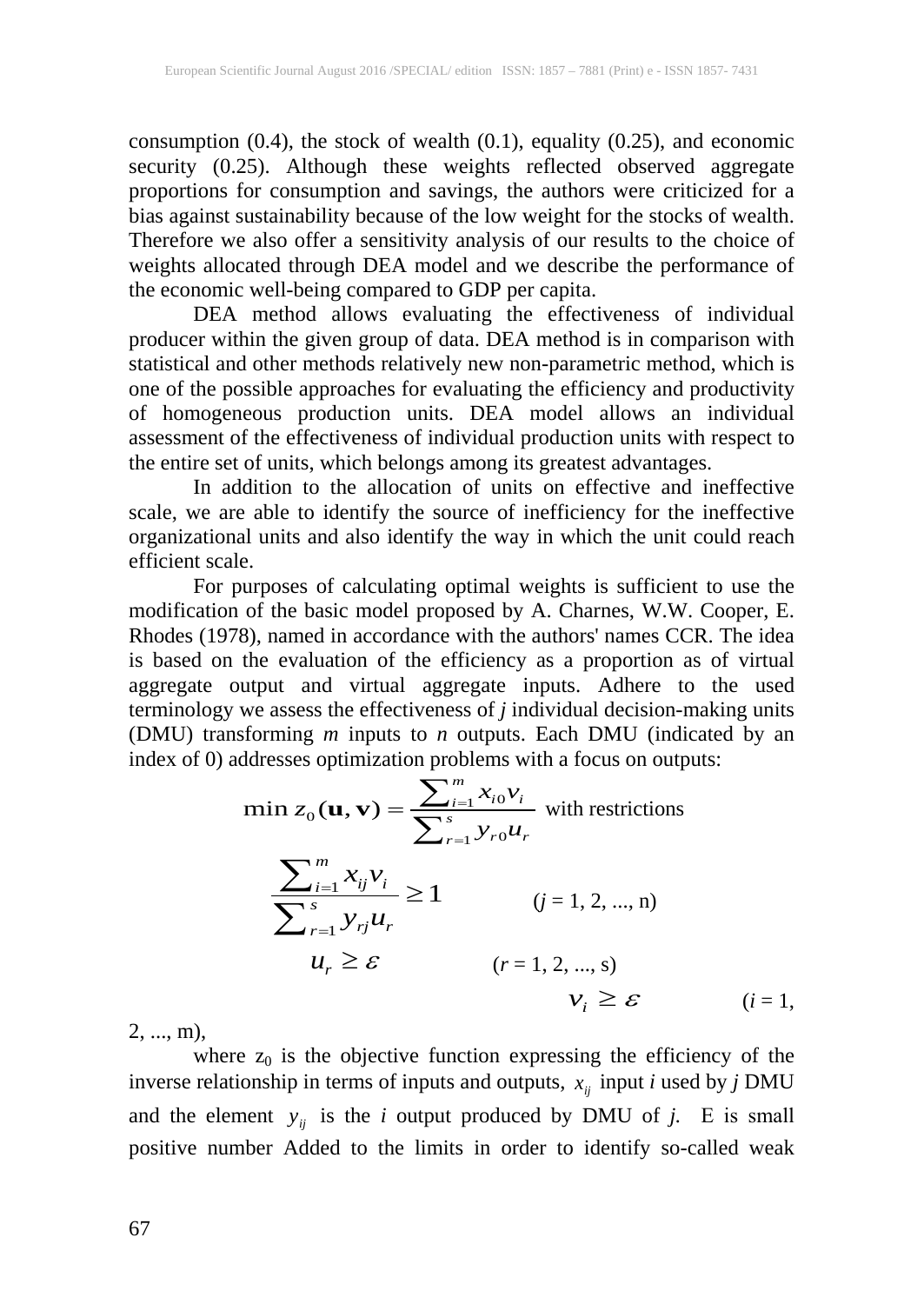consumption (0.4), the stock of wealth (0.1), equality (0.25), and economic security (0.25). Although these weights reflected observed aggregate proportions for consumption and savings, the authors were criticized for a bias against sustainability because of the low weight for the stocks of wealth. Therefore we also offer a sensitivity analysis of our results to the choice of weights allocated through DEA model and we describe the performance of the economic well-being compared to GDP per capita.

DEA method allows evaluating the effectiveness of individual producer within the given group of data. DEA method is in comparison with statistical and other methods relatively new non-parametric method, which is one of the possible approaches for evaluating the efficiency and productivity of homogeneous production units. DEA model allows an individual assessment of the effectiveness of individual production units with respect to the entire set of units, which belongs among its greatest advantages.

In addition to the allocation of units on effective and ineffective scale, we are able to identify the source of inefficiency for the ineffective organizational units and also identify the way in which the unit could reach efficient scale.

For purposes of calculating optimal weights is sufficient to use the modification of the basic model proposed by A. Charnes, W.W. Cooper, E. Rhodes (1978), named in accordance with the authors' names CCR. The idea is based on the evaluation of the efficiency as a proportion as of virtual aggregate output and virtual aggregate inputs. Adhere to the used terminology we assess the effectiveness of *j* individual decision-making units (DMU) transforming *m* inputs to *n* outputs. Each DMU (indicated by an index of 0) addresses optimization problems with a focus on outputs:

$$\min z_0(\mathbf{u}, \mathbf{v}) = \frac{\sum_{i=1}^{m} x_{i0} v_i}{\sum_{r=1}^{s} y_{r0} u_r} \text{ with restrictions}$$

$$\frac{\sum_{i=1}^{m} x_{ij} v_i}{\sum_{r=1}^{s} y_{rj} u_r} \geq 1 \qquad (j = 1, 2, ..., n)$$

$$u_r \geq \varepsilon \qquad (r = 1, 2, ..., s)$$

$$v_i \geq \varepsilon \qquad (i = 1, 2, ..., m),$$

where $z_0$ is the objective function expressing the efficiency of the inverse relationship in terms of inputs and outputs, $x_{ij}$ input *i* used by *j* DMU and the element $y_{ij}$ is the *i* output produced by DMU of *j*. E is small positive number Added to the limits in order to identify so-called weak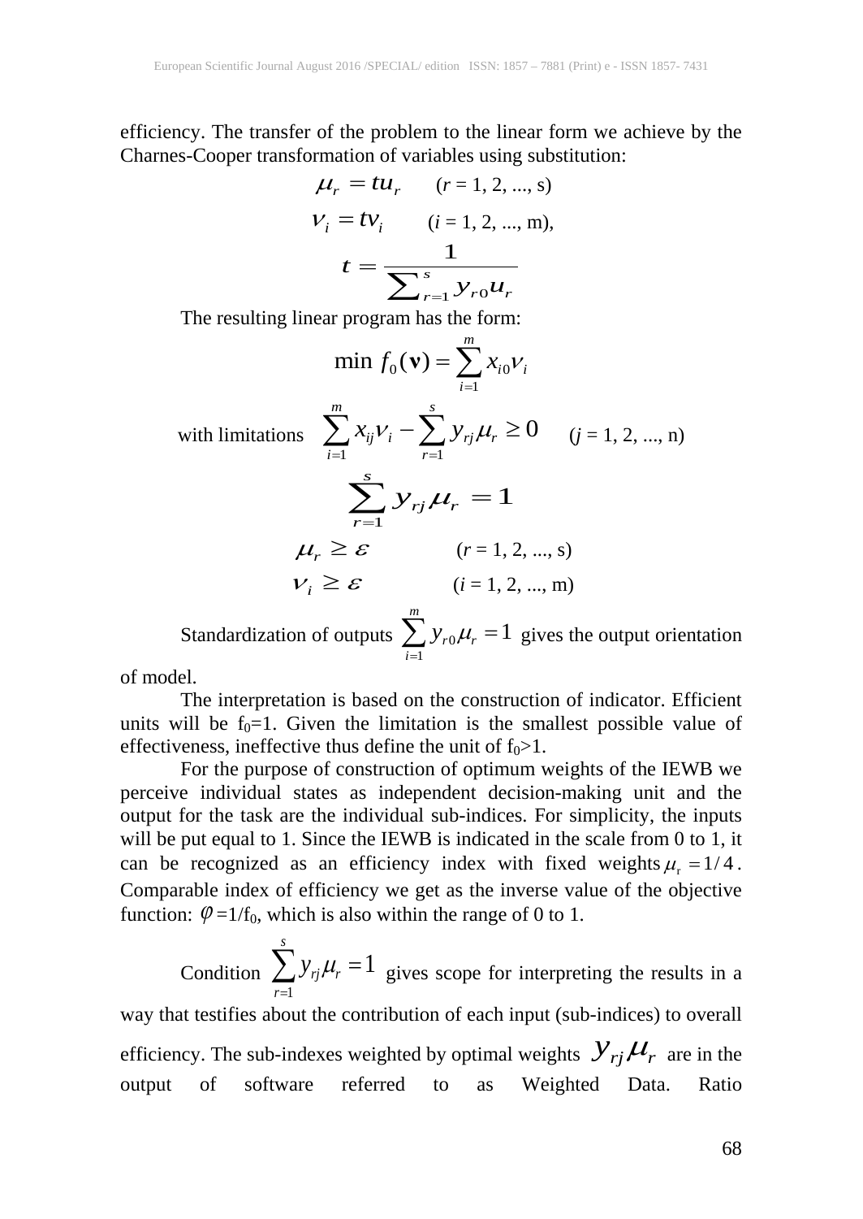efficiency. The transfer of the problem to the linear form we achieve by the Charnes-Cooper transformation of variables using substitution:

$$\mu_r = tu_r \qquad (r = 1, 2, ..., s)$$

$$\nu_i = tv_i \qquad (i = 1, 2, ..., m),$$

$$t = \frac{1}{\sum_{r=1}^{s} y_{r0} u_r}$$

The resulting linear program has the form:

$$\min f_0(\mathbf{v}) = \sum_{i=1}^{m} x_{i0} \nu_i$$

with limitations $\sum_{i=1}^{m} x_{ij} \nu_i - \sum_{r=1}^{s} y_{rj} \mu_r \geq 0 \qquad (j = 1, 2, ..., n)$

$$\sum_{r=1}^{s} y_{rj} \mu_r = 1$$

$$\mu_r \geq \varepsilon \qquad (r = 1, 2, ..., s)$$

$$\nu_i \geq \varepsilon \qquad (i = 1, 2, ..., m)$$

Standardization of outputs $\sum_{i=1}^{m} y_{r0} \mu_r = 1$ gives the output orientation of model.

The interpretation is based on the construction of indicator. Efficient units will be $f_0=1$. Given the limitation is the smallest possible value of effectiveness, ineffective thus define the unit of $f_0>1$.

For the purpose of construction of optimum weights of the IEWB we perceive individual states as independent decision-making unit and the output for the task are the individual sub-indices. For simplicity, the inputs will be put equal to 1. Since the IEWB is indicated in the scale from 0 to 1, it can be recognized as an efficiency index with fixed weights $\mu_r = 1/4$. Comparable index of efficiency we get as the inverse value of the objective function: $\varphi=1/f_0$, which is also within the range of 0 to 1.

Condition $\sum_{r=1}^{s} y_{rj} \mu_r = 1$ gives scope for interpreting the results in a way that testifies about the contribution of each input (sub-indices) to overall efficiency. The sub-indexes weighted by optimal weights $y_{rj} \mu_r$ are in the output of software referred to as Weighted Data. Ratio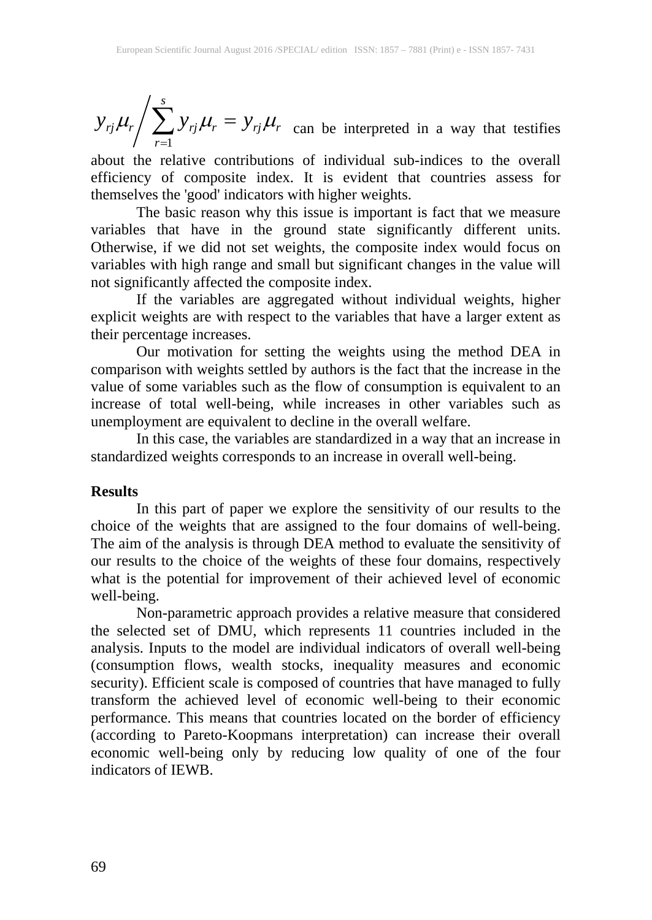$y_{rj}\mu_r \Big/ \sum_{r=1}^{s} y_{rj}\mu_r = y_{rj}\mu_r$ can be interpreted in a way that testifies about the relative contributions of individual sub-indices to the overall efficiency of composite index. It is evident that countries assess for themselves the 'good' indicators with higher weights.

The basic reason why this issue is important is fact that we measure variables that have in the ground state significantly different units. Otherwise, if we did not set weights, the composite index would focus on variables with high range and small but significant changes in the value will not significantly affected the composite index.

If the variables are aggregated without individual weights, higher explicit weights are with respect to the variables that have a larger extent as their percentage increases.

Our motivation for setting the weights using the method DEA in comparison with weights settled by authors is the fact that the increase in the value of some variables such as the flow of consumption is equivalent to an increase of total well-being, while increases in other variables such as unemployment are equivalent to decline in the overall welfare.

In this case, the variables are standardized in a way that an increase in standardized weights corresponds to an increase in overall well-being.

**Results**

In this part of paper we explore the sensitivity of our results to the choice of the weights that are assigned to the four domains of well-being. The aim of the analysis is through DEA method to evaluate the sensitivity of our results to the choice of the weights of these four domains, respectively what is the potential for improvement of their achieved level of economic well-being.

Non-parametric approach provides a relative measure that considered the selected set of DMU, which represents 11 countries included in the analysis. Inputs to the model are individual indicators of overall well-being (consumption flows, wealth stocks, inequality measures and economic security). Efficient scale is composed of countries that have managed to fully transform the achieved level of economic well-being to their economic performance. This means that countries located on the border of efficiency (according to Pareto-Koopmans interpretation) can increase their overall economic well-being only by reducing low quality of one of the four indicators of IEWB.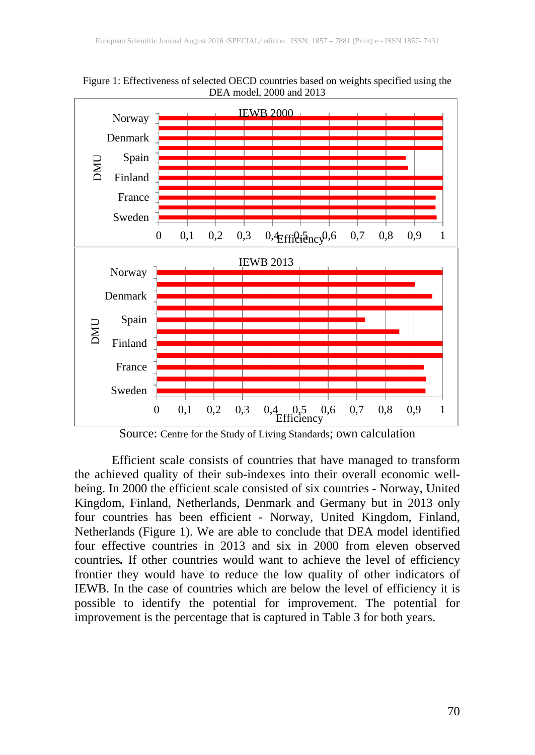Figure 1: Effectiveness of selected OECD countries based on weights specified using the DEA model, 2000 and 2013

Source: Centre for the Study of Living Standards; own calculation

Efficient scale consists of countries that have managed to transform the achieved quality of their sub-indexes into their overall economic well-being. In 2000 the efficient scale consisted of six countries - Norway, United Kingdom, Finland, Netherlands, Denmark and Germany but in 2013 only four countries has been efficient - Norway, United Kingdom, Finland, Netherlands (Figure 1). We are able to conclude that DEA model identified four effective countries in 2013 and six in 2000 from eleven observed countries**.** If other countries would want to achieve the level of efficiency frontier they would have to reduce the low quality of other indicators of IEWB. In the case of countries which are below the level of efficiency it is possible to identify the potential for improvement. The potential for improvement is the percentage that is captured in Table 3 for both years.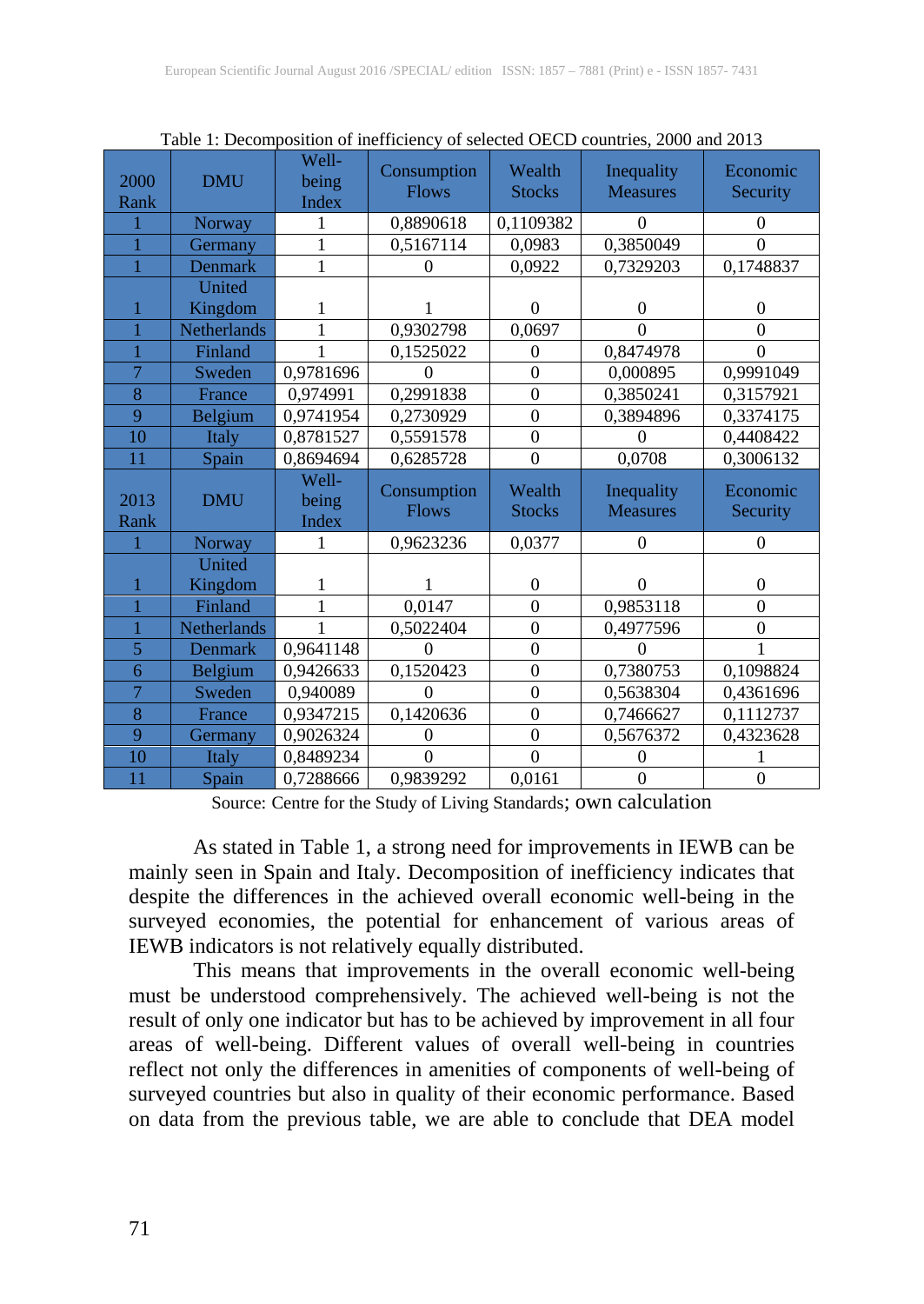Table 1: Decomposition of inefficiency of selected OECD countries, 2000 and 2013

| 2000 Rank | DMU | Well-being Index | Consumption Flows | Wealth Stocks | Inequality Measures | Economic Security |
|---|---|---|---|---|---|---|
| 1 | Norway | 1 | 0,8890618 | 0,1109382 | 0 | 0 |
| 1 | Germany | 1 | 0,5167114 | 0,0983 | 0,3850049 | 0 |
| 1 | Denmark | 1 | 0 | 0,0922 | 0,7329203 | 0,1748837 |
| 1 | United Kingdom | 1 | 1 | 0 | 0 | 0 |
| 1 | Netherlands | 1 | 0,9302798 | 0,0697 | 0 | 0 |
| 1 | Finland | 1 | 0,1525022 | 0 | 0,8474978 | 0 |
| 7 | Sweden | 0,9781696 | 0 | 0 | 0,000895 | 0,9991049 |
| 8 | France | 0,974991 | 0,2991838 | 0 | 0,3850241 | 0,3157921 |
| 9 | Belgium | 0,9741954 | 0,2730929 | 0 | 0,3894896 | 0,3374175 |
| 10 | Italy | 0,8781527 | 0,5591578 | 0 | 0 | 0,4408422 |
| 11 | Spain | 0,8694694 | 0,6285728 | 0 | 0,0708 | 0,3006132 |
| **2013 Rank** | **DMU** | **Well-being Index** | **Consumption Flows** | **Wealth Stocks** | **Inequality Measures** | **Economic Security** |
| 1 | Norway | 1 | 0,9623236 | 0,0377 | 0 | 0 |
| 1 | United Kingdom | 1 | 1 | 0 | 0 | 0 |
| 1 | Finland | 1 | 0,0147 | 0 | 0,9853118 | 0 |
| 1 | Netherlands | 1 | 0,5022404 | 0 | 0,4977596 | 0 |
| 5 | Denmark | 0,9641148 | 0 | 0 | 0 | 1 |
| 6 | Belgium | 0,9426633 | 0,1520423 | 0 | 0,7380753 | 0,1098824 |
| 7 | Sweden | 0,940089 | 0 | 0 | 0,5638304 | 0,4361696 |
| 8 | France | 0,9347215 | 0,1420636 | 0 | 0,7466627 | 0,1112737 |
| 9 | Germany | 0,9026324 | 0 | 0 | 0,5676372 | 0,4323628 |
| 10 | Italy | 0,8489234 | 0 | 0 | 0 | 1 |
| 11 | Spain | 0,7288666 | 0,9839292 | 0,0161 | 0 | 0 |

Source: Centre for the Study of Living Standards; own calculation

As stated in Table 1, a strong need for improvements in IEWB can be mainly seen in Spain and Italy. Decomposition of inefficiency indicates that despite the differences in the achieved overall economic well-being in the surveyed economies, the potential for enhancement of various areas of IEWB indicators is not relatively equally distributed.

This means that improvements in the overall economic well-being must be understood comprehensively. The achieved well-being is not the result of only one indicator but has to be achieved by improvement in all four areas of well-being. Different values of overall well-being in countries reflect not only the differences in amenities of components of well-being of surveyed countries but also in quality of their economic performance. Based on data from the previous table, we are able to conclude that DEA model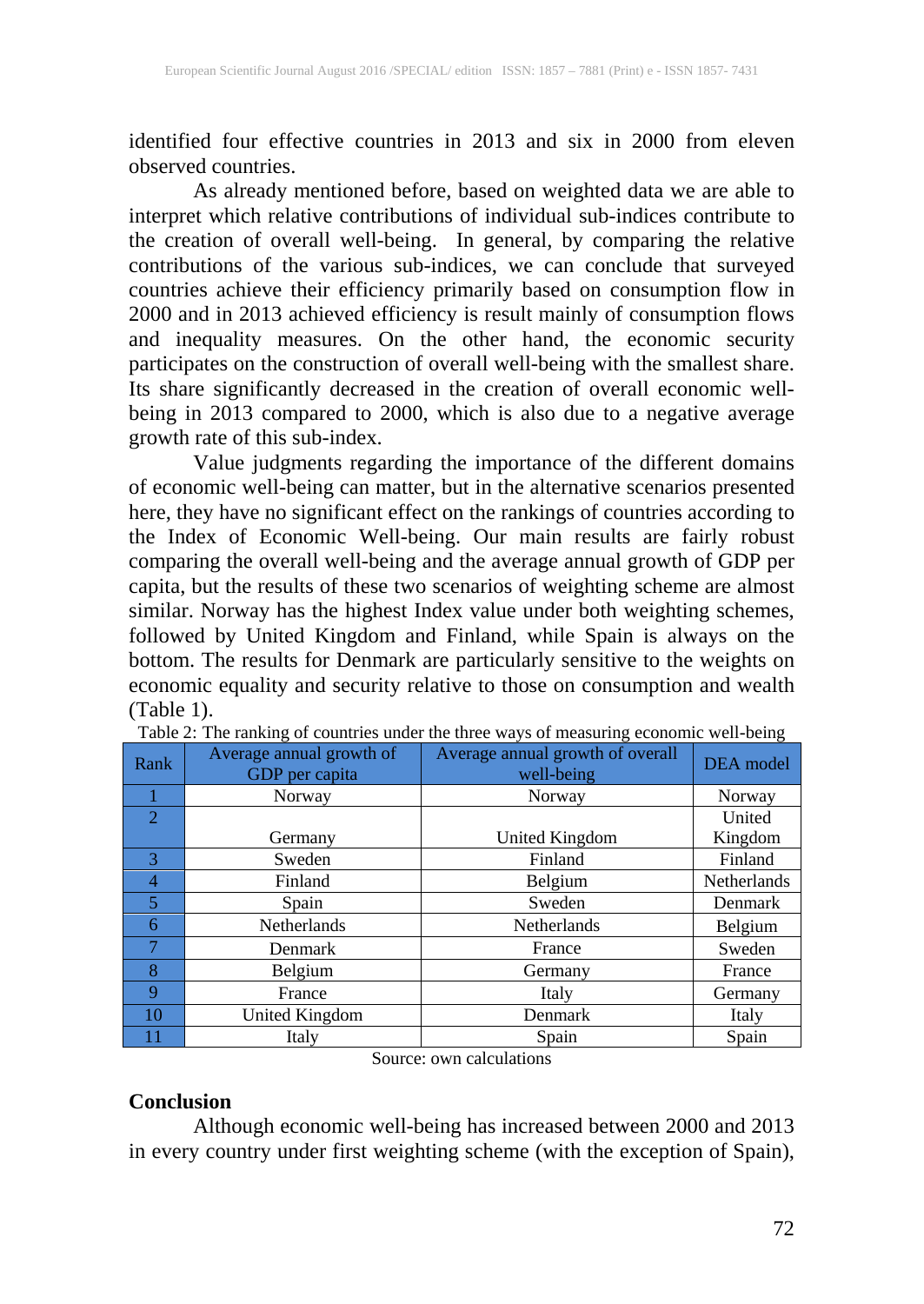identified four effective countries in 2013 and six in 2000 from eleven observed countries.

As already mentioned before, based on weighted data we are able to interpret which relative contributions of individual sub-indices contribute to the creation of overall well-being. In general, by comparing the relative contributions of the various sub-indices, we can conclude that surveyed countries achieve their efficiency primarily based on consumption flow in 2000 and in 2013 achieved efficiency is result mainly of consumption flows and inequality measures. On the other hand, the economic security participates on the construction of overall well-being with the smallest share. Its share significantly decreased in the creation of overall economic well-being in 2013 compared to 2000, which is also due to a negative average growth rate of this sub-index.

Value judgments regarding the importance of the different domains of economic well-being can matter, but in the alternative scenarios presented here, they have no significant effect on the rankings of countries according to the Index of Economic Well-being. Our main results are fairly robust comparing the overall well-being and the average annual growth of GDP per capita, but the results of these two scenarios of weighting scheme are almost similar. Norway has the highest Index value under both weighting schemes, followed by United Kingdom and Finland, while Spain is always on the bottom. The results for Denmark are particularly sensitive to the weights on economic equality and security relative to those on consumption and wealth (Table 1).

Table 2: The ranking of countries under the three ways of measuring economic well-being

| Rank | Average annual growth of GDP per capita | Average annual growth of overall well-being | DEA model |
|---|---|---|---|
| 1 | Norway | Norway | Norway |
| 2 | Germany | United Kingdom | United Kingdom |
| 3 | Sweden | Finland | Finland |
| 4 | Finland | Belgium | Netherlands |
| 5 | Spain | Sweden | Denmark |
| 6 | Netherlands | Netherlands | Belgium |
| 7 | Denmark | France | Sweden |
| 8 | Belgium | Germany | France |
| 9 | France | Italy | Germany |
| 10 | United Kingdom | Denmark | Italy |
| 11 | Italy | Spain | Spain |

Source: own calculations

## Conclusion

Although economic well-being has increased between 2000 and 2013 in every country under first weighting scheme (with the exception of Spain),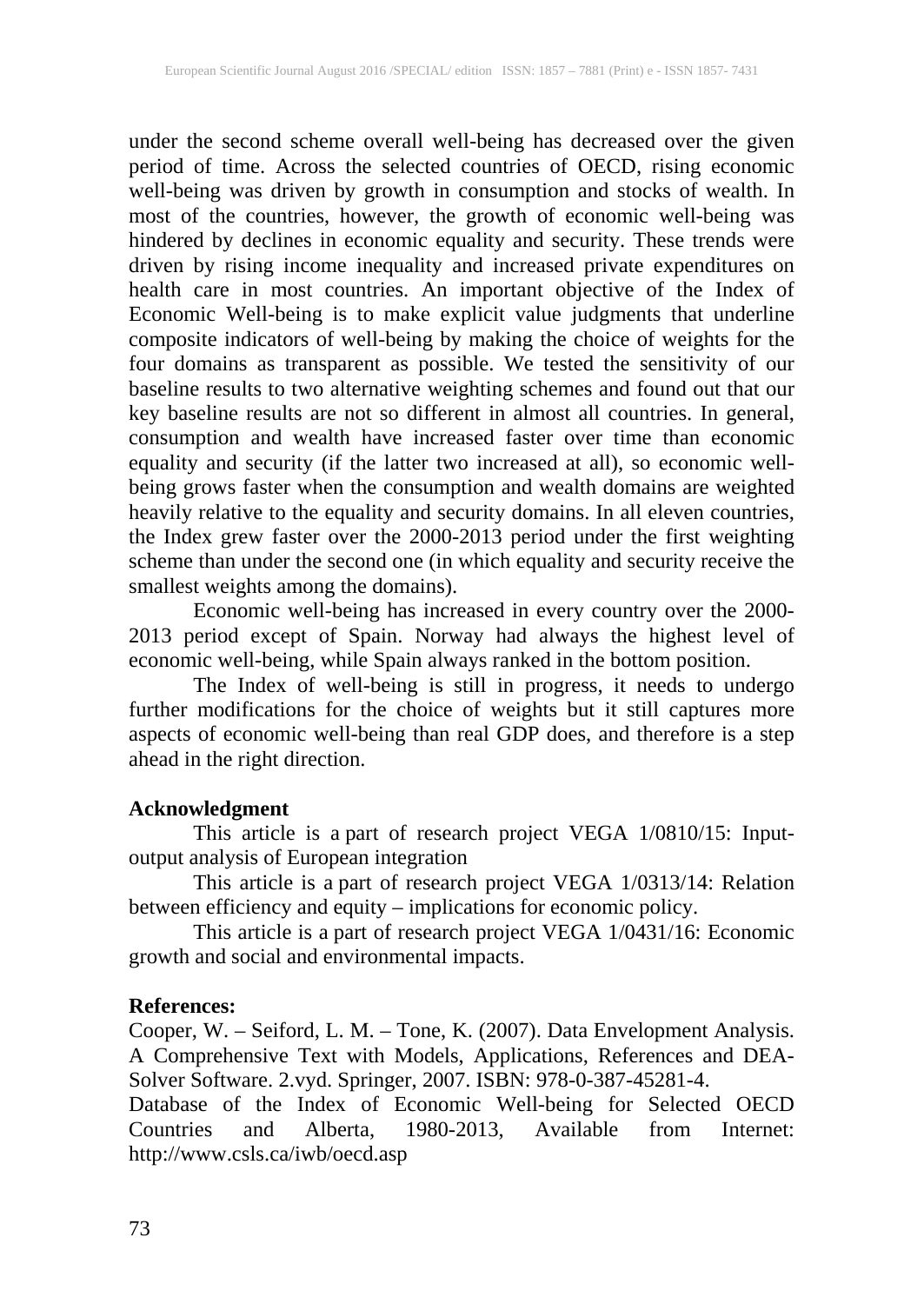under the second scheme overall well-being has decreased over the given period of time. Across the selected countries of OECD, rising economic well-being was driven by growth in consumption and stocks of wealth. In most of the countries, however, the growth of economic well-being was hindered by declines in economic equality and security. These trends were driven by rising income inequality and increased private expenditures on health care in most countries. An important objective of the Index of Economic Well-being is to make explicit value judgments that underline composite indicators of well-being by making the choice of weights for the four domains as transparent as possible. We tested the sensitivity of our baseline results to two alternative weighting schemes and found out that our key baseline results are not so different in almost all countries. In general, consumption and wealth have increased faster over time than economic equality and security (if the latter two increased at all), so economic well-being grows faster when the consumption and wealth domains are weighted heavily relative to the equality and security domains. In all eleven countries, the Index grew faster over the 2000-2013 period under the first weighting scheme than under the second one (in which equality and security receive the smallest weights among the domains).

Economic well-being has increased in every country over the 2000-2013 period except of Spain. Norway had always the highest level of economic well-being, while Spain always ranked in the bottom position.

The Index of well-being is still in progress, it needs to undergo further modifications for the choice of weights but it still captures more aspects of economic well-being than real GDP does, and therefore is a step ahead in the right direction.

**Acknowledgment**

This article is a part of research project VEGA 1/0810/15: Input-output analysis of European integration

This article is a part of research project VEGA 1/0313/14: Relation between efficiency and equity – implications for economic policy.

This article is a part of research project VEGA 1/0431/16: Economic growth and social and environmental impacts.

**References:**

Cooper, W. – Seiford, L. M. – Tone, K. (2007). Data Envelopment Analysis. A Comprehensive Text with Models, Applications, References and DEA-Solver Software. 2.vyd. Springer, 2007. ISBN: 978-0-387-45281-4.

Database of the Index of Economic Well-being for Selected OECD Countries and Alberta, 1980-2013, Available from Internet: http://www.csls.ca/iwb/oecd.asp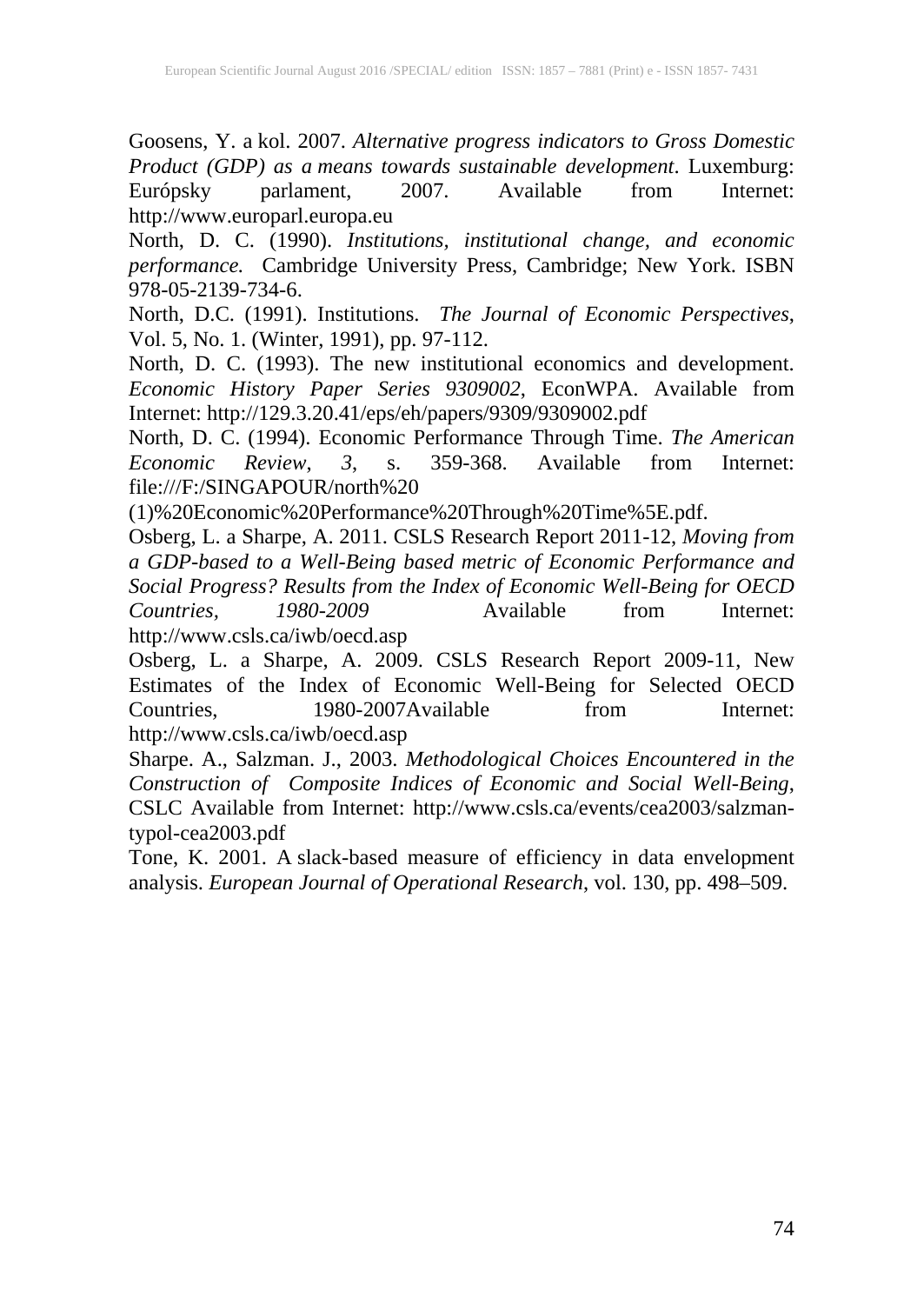Goosens, Y. a kol. 2007. *Alternative progress indicators to Gross Domestic Product (GDP) as a means towards sustainable development*. Luxemburg: Európsky parlament, 2007. Available from Internet: http://www.europarl.europa.eu

North, D. C. (1990). *Institutions, institutional change, and economic performance.* Cambridge University Press, Cambridge; New York. ISBN 978-05-2139-734-6.

North, D.C. (1991). Institutions. *The Journal of Economic Perspectives*, Vol. 5, No. 1. (Winter, 1991), pp. 97-112.

North, D. C. (1993). The new institutional economics and development. *Economic History Paper Series 9309002*, EconWPA. Available from Internet: http://129.3.20.41/eps/eh/papers/9309/9309002.pdf

North, D. C. (1994). Economic Performance Through Time. *The American Economic Review*, *3*, s. 359-368. Available from Internet: file:///F:/SINGAPOUR/north%20 (1)%20Economic%20Performance%20Through%20Time%5E.pdf.

Osberg, L. a Sharpe, A. 2011. CSLS Research Report 2011-12, *Moving from a GDP-based to a Well-Being based metric of Economic Performance and Social Progress? Results from the Index of Economic Well-Being for OECD Countries, 1980-2009* Available from Internet: http://www.csls.ca/iwb/oecd.asp

Osberg, L. a Sharpe, A. 2009. CSLS Research Report 2009-11, New Estimates of the Index of Economic Well-Being for Selected OECD Countries, 1980-2007Available from Internet: http://www.csls.ca/iwb/oecd.asp

Sharpe. A., Salzman. J., 2003. *Methodological Choices Encountered in the Construction of Composite Indices of Economic and Social Well-Being*, CSLC Available from Internet: http://www.csls.ca/events/cea2003/salzman-typol-cea2003.pdf

Tone, K. 2001. A slack-based measure of efficiency in data envelopment analysis. *European Journal of Operational Research*, vol. 130, pp. 498–509.